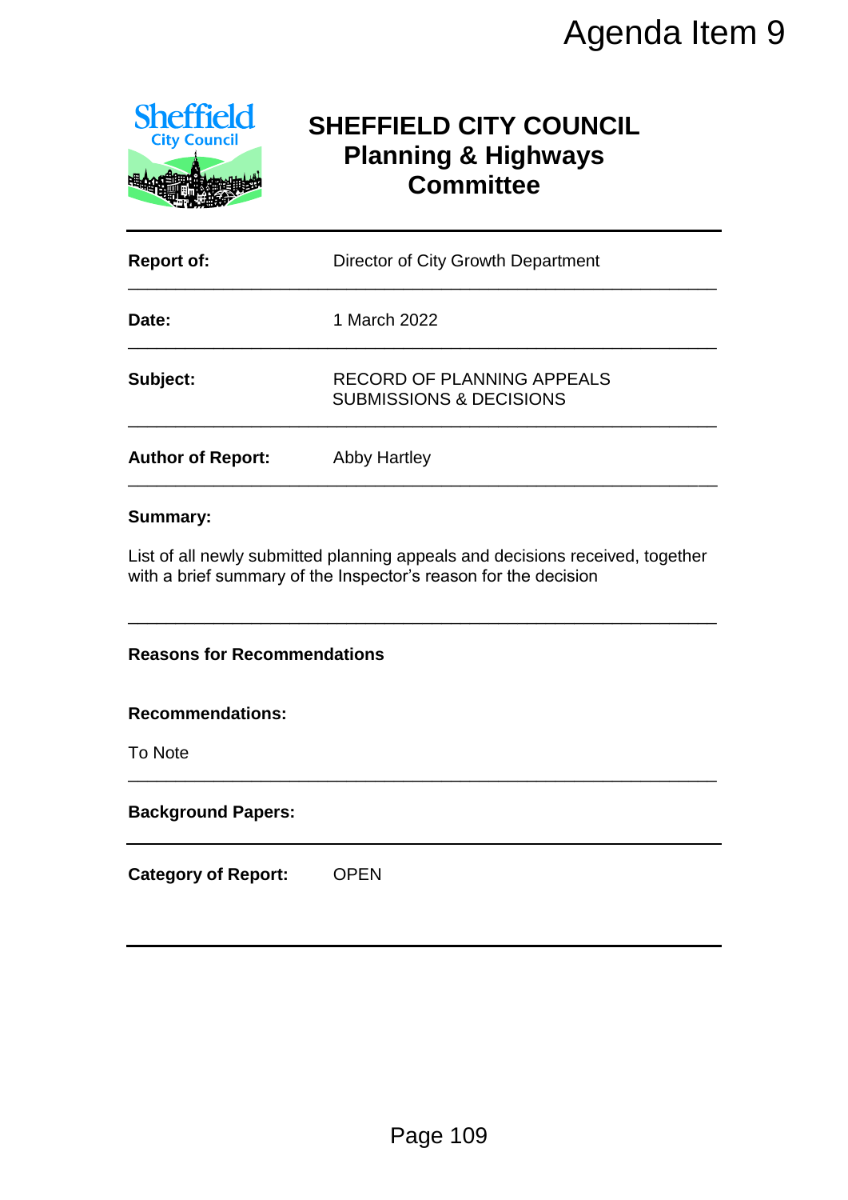Agenda Item 9

# SHEFFIELD CITY COUNCIL
## Planning & Highways Committee

| | |
|---|---|
| **Report of:** | Director of City Growth Department |
| **Date:** | 1 March 2022 |
| **Subject:** | RECORD OF PLANNING APPEALS SUBMISSIONS & DECISIONS |
| **Author of Report:** | Abby Hartley |

**Summary:**

List of all newly submitted planning appeals and decisions received, together with a brief summary of the Inspector's reason for the decision

**Reasons for Recommendations**

**Recommendations:**

To Note

**Background Papers:**

**Category of Report:** OPEN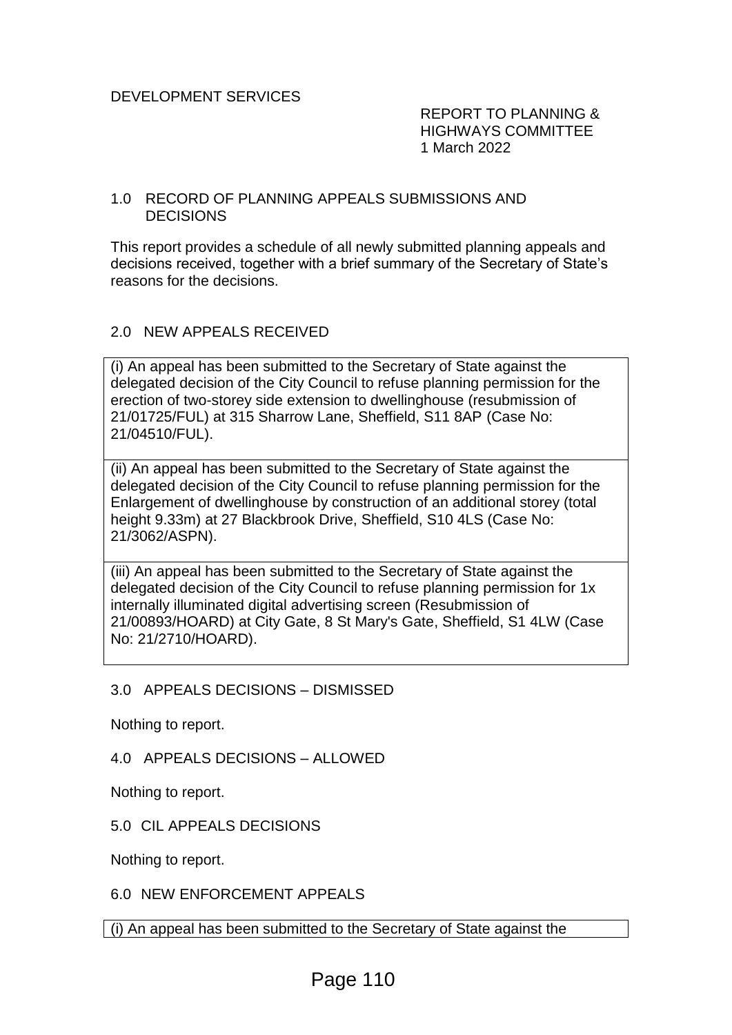DEVELOPMENT SERVICES

REPORT TO PLANNING &
HIGHWAYS COMMITTEE
1 March 2022

## 1.0 RECORD OF PLANNING APPEALS SUBMISSIONS AND DECISIONS

This report provides a schedule of all newly submitted planning appeals and decisions received, together with a brief summary of the Secretary of State's reasons for the decisions.

## 2.0 NEW APPEALS RECEIVED

(i) An appeal has been submitted to the Secretary of State against the delegated decision of the City Council to refuse planning permission for the erection of two-storey side extension to dwellinghouse (resubmission of 21/01725/FUL) at 315 Sharrow Lane, Sheffield, S11 8AP (Case No: 21/04510/FUL).

(ii) An appeal has been submitted to the Secretary of State against the delegated decision of the City Council to refuse planning permission for the Enlargement of dwellinghouse by construction of an additional storey (total height 9.33m) at 27 Blackbrook Drive, Sheffield, S10 4LS (Case No: 21/3062/ASPN).

(iii) An appeal has been submitted to the Secretary of State against the delegated decision of the City Council to refuse planning permission for 1x internally illuminated digital advertising screen (Resubmission of 21/00893/HOARD) at City Gate, 8 St Mary's Gate, Sheffield, S1 4LW (Case No: 21/2710/HOARD).

## 3.0 APPEALS DECISIONS – DISMISSED

Nothing to report.

## 4.0 APPEALS DECISIONS – ALLOWED

Nothing to report.

## 5.0 CIL APPEALS DECISIONS

Nothing to report.

## 6.0 NEW ENFORCEMENT APPEALS

(i) An appeal has been submitted to the Secretary of State against the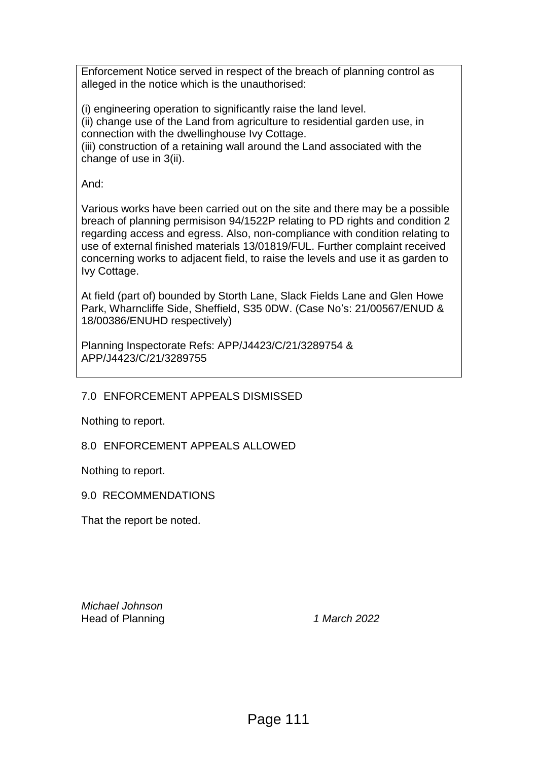Enforcement Notice served in respect of the breach of planning control as alleged in the notice which is the unauthorised:

(i) engineering operation to significantly raise the land level.
(ii) change use of the Land from agriculture to residential garden use, in connection with the dwellinghouse Ivy Cottage.
(iii) construction of a retaining wall around the Land associated with the change of use in 3(ii).

And:

Various works have been carried out on the site and there may be a possible breach of planning permisison 94/1522P relating to PD rights and condition 2 regarding access and egress. Also, non-compliance with condition relating to use of external finished materials 13/01819/FUL. Further complaint received concerning works to adjacent field, to raise the levels and use it as garden to Ivy Cottage.

At field (part of) bounded by Storth Lane, Slack Fields Lane and Glen Howe Park, Wharncliffe Side, Sheffield, S35 0DW. (Case No's: 21/00567/ENUD & 18/00386/ENUHD respectively)

Planning Inspectorate Refs: APP/J4423/C/21/3289754 & APP/J4423/C/21/3289755

## 7.0 ENFORCEMENT APPEALS DISMISSED

Nothing to report.

## 8.0 ENFORCEMENT APPEALS ALLOWED

Nothing to report.

## 9.0 RECOMMENDATIONS

That the report be noted.

*Michael Johnson*
Head of Planning *1 March 2022*